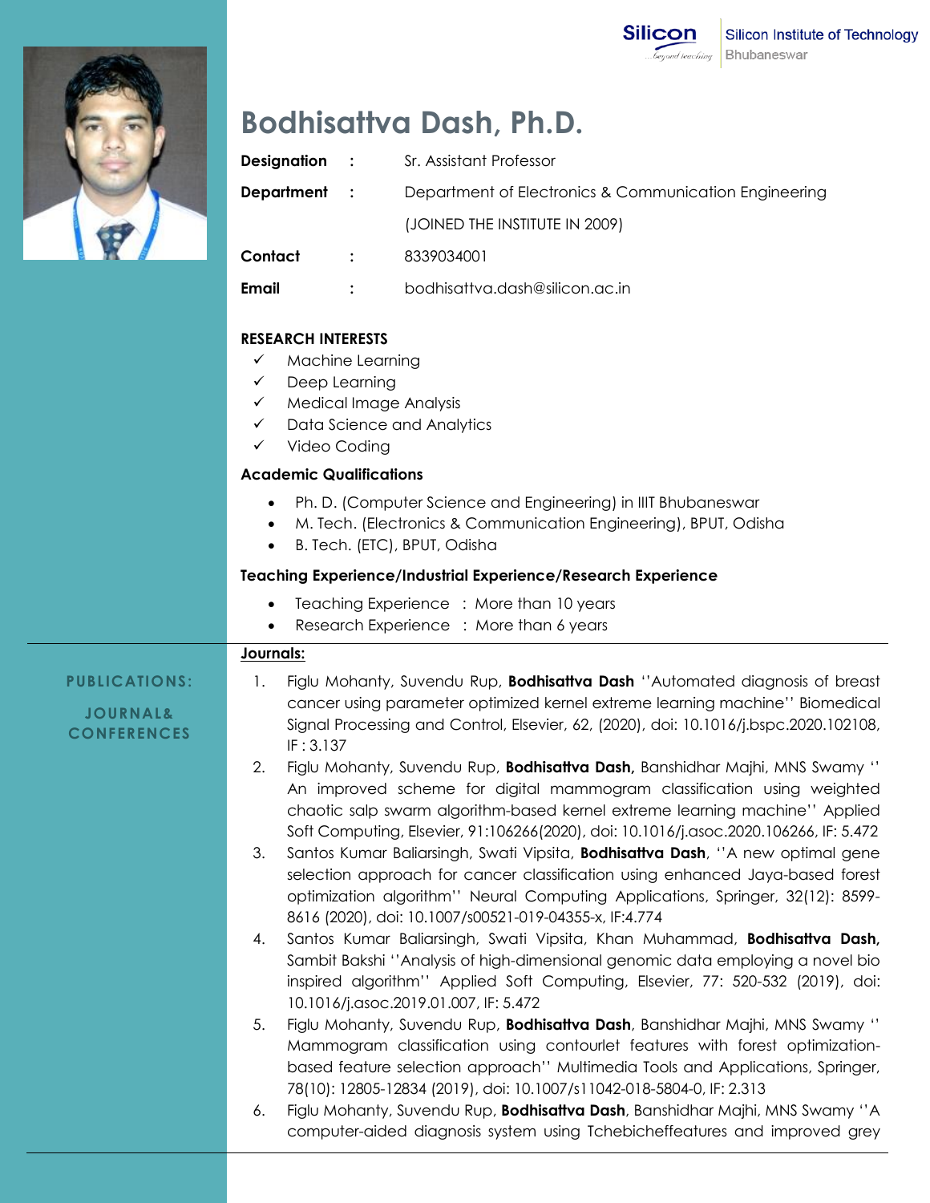Silicon Institute of Technology
Bhubaneswar

# Bodhisattva Dash, Ph.D.

**Designation** : Sr. Assistant Professor

**Department** : Department of Electronics & Communication Engineering (JOINED THE INSTITUTE IN 2009)

**Contact** : 8339034001

**Email** : bodhisattva.dash@silicon.ac.in

## RESEARCH INTERESTS

- ✓ Machine Learning
- ✓ Deep Learning
- ✓ Medical Image Analysis
- ✓ Data Science and Analytics
- ✓ Video Coding

## Academic Qualifications

- Ph. D. (Computer Science and Engineering) in IIIT Bhubaneswar
- M. Tech. (Electronics & Communication Engineering), BPUT, Odisha
- B. Tech. (ETC), BPUT, Odisha

## Teaching Experience/Industrial Experience/Research Experience

- Teaching Experience : More than 10 years
- Research Experience : More than 6 years

## PUBLICATIONS: JOURNAL& CONFERENCES

### Journals:

1. Figlu Mohanty, Suvendu Rup, **Bodhisattva Dash** ''Automated diagnosis of breast cancer using parameter optimized kernel extreme learning machine'' Biomedical Signal Processing and Control, Elsevier, 62, (2020), doi: 10.1016/j.bspc.2020.102108, IF : 3.137
2. Figlu Mohanty, Suvendu Rup, **Bodhisattva Dash,** Banshidhar Majhi, MNS Swamy '' An improved scheme for digital mammogram classification using weighted chaotic salp swarm algorithm-based kernel extreme learning machine'' Applied Soft Computing, Elsevier, 91:106266(2020), doi: 10.1016/j.asoc.2020.106266, IF: 5.472
3. Santos Kumar Baliarsingh, Swati Vipsita, **Bodhisattva Dash**, ''A new optimal gene selection approach for cancer classification using enhanced Jaya-based forest optimization algorithm'' Neural Computing Applications, Springer, 32(12): 8599-8616 (2020), doi: 10.1007/s00521-019-04355-x, IF:4.774
4. Santos Kumar Baliarsingh, Swati Vipsita, Khan Muhammad, **Bodhisattva Dash,** Sambit Bakshi ''Analysis of high-dimensional genomic data employing a novel bio inspired algorithm'' Applied Soft Computing, Elsevier, 77: 520-532 (2019), doi: 10.1016/j.asoc.2019.01.007, IF: 5.472
5. Figlu Mohanty, Suvendu Rup, **Bodhisattva Dash**, Banshidhar Majhi, MNS Swamy '' Mammogram classification using contourlet features with forest optimization-based feature selection approach'' Multimedia Tools and Applications, Springer, 78(10): 12805-12834 (2019), doi: 10.1007/s11042-018-5804-0, IF: 2.313
6. Figlu Mohanty, Suvendu Rup, **Bodhisattva Dash**, Banshidhar Majhi, MNS Swamy ''A computer-aided diagnosis system using Tchebicheffeatures and improved grey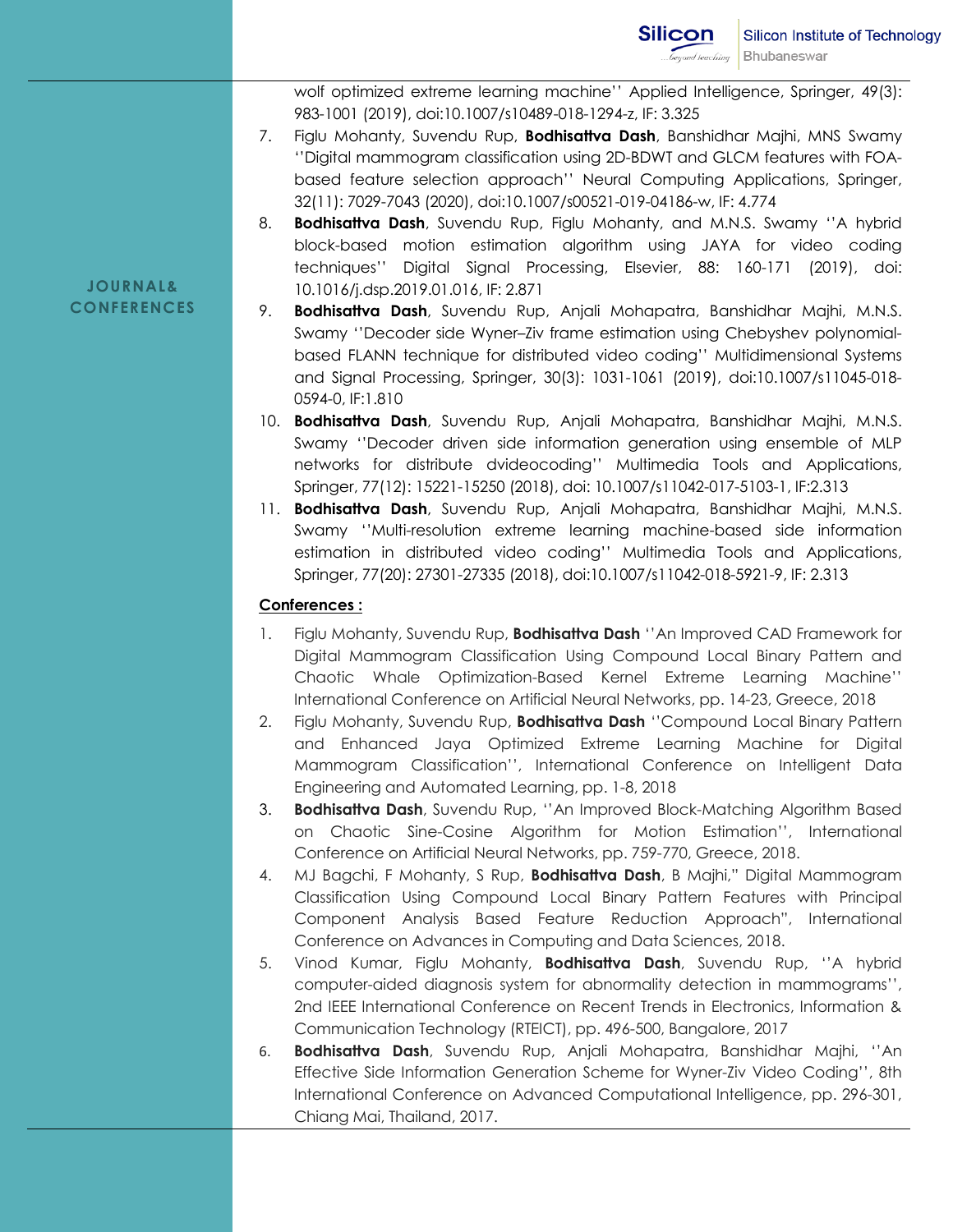## JOURNAL& CONFERENCES

wolf optimized extreme learning machine'' Applied Intelligence, Springer, 49(3): 983-1001 (2019), doi:10.1007/s10489-018-1294-z, IF: 3.325

7. Figlu Mohanty, Suvendu Rup, **Bodhisattva Dash**, Banshidhar Majhi, MNS Swamy ''Digital mammogram classification using 2D-BDWT and GLCM features with FOA-based feature selection approach'' Neural Computing Applications, Springer, 32(11): 7029-7043 (2020), doi:10.1007/s00521-019-04186-w, IF: 4.774
8. **Bodhisattva Dash**, Suvendu Rup, Figlu Mohanty, and M.N.S. Swamy ''A hybrid block-based motion estimation algorithm using JAYA for video coding techniques'' Digital Signal Processing, Elsevier, 88: 160-171 (2019), doi: 10.1016/j.dsp.2019.01.016, IF: 2.871
9. **Bodhisattva Dash**, Suvendu Rup, Anjali Mohapatra, Banshidhar Majhi, M.N.S. Swamy ''Decoder side Wyner–Ziv frame estimation using Chebyshev polynomial-based FLANN technique for distributed video coding'' Multidimensional Systems and Signal Processing, Springer, 30(3): 1031-1061 (2019), doi:10.1007/s11045-018-0594-0, IF:1.810
10. **Bodhisattva Dash**, Suvendu Rup, Anjali Mohapatra, Banshidhar Majhi, M.N.S. Swamy ''Decoder driven side information generation using ensemble of MLP networks for distribute dvideocoding'' Multimedia Tools and Applications, Springer, 77(12): 15221-15250 (2018), doi: 10.1007/s11042-017-5103-1, IF:2.313
11. **Bodhisattva Dash**, Suvendu Rup, Anjali Mohapatra, Banshidhar Majhi, M.N.S. Swamy ''Multi-resolution extreme learning machine-based side information estimation in distributed video coding'' Multimedia Tools and Applications, Springer, 77(20): 27301-27335 (2018), doi:10.1007/s11042-018-5921-9, IF: 2.313

**Conferences :**

1. Figlu Mohanty, Suvendu Rup, **Bodhisattva Dash** ''An Improved CAD Framework for Digital Mammogram Classification Using Compound Local Binary Pattern and Chaotic Whale Optimization-Based Kernel Extreme Learning Machine'' International Conference on Artificial Neural Networks, pp. 14-23, Greece, 2018
2. Figlu Mohanty, Suvendu Rup, **Bodhisattva Dash** ''Compound Local Binary Pattern and Enhanced Jaya Optimized Extreme Learning Machine for Digital Mammogram Classification'', International Conference on Intelligent Data Engineering and Automated Learning, pp. 1-8, 2018
3. **Bodhisattva Dash**, Suvendu Rup, ''An Improved Block-Matching Algorithm Based on Chaotic Sine-Cosine Algorithm for Motion Estimation'', International Conference on Artificial Neural Networks, pp. 759-770, Greece, 2018.
4. MJ Bagchi, F Mohanty, S Rup, **Bodhisattva Dash**, B Majhi," Digital Mammogram Classification Using Compound Local Binary Pattern Features with Principal Component Analysis Based Feature Reduction Approach", International Conference on Advances in Computing and Data Sciences, 2018.
5. Vinod Kumar, Figlu Mohanty, **Bodhisattva Dash**, Suvendu Rup, ''A hybrid computer-aided diagnosis system for abnormality detection in mammograms'', 2nd IEEE International Conference on Recent Trends in Electronics, Information & Communication Technology (RTEICT), pp. 496-500, Bangalore, 2017
6. **Bodhisattva Dash**, Suvendu Rup, Anjali Mohapatra, Banshidhar Majhi, ''An Effective Side Information Generation Scheme for Wyner-Ziv Video Coding'', 8th International Conference on Advanced Computational Intelligence, pp. 296-301, Chiang Mai, Thailand, 2017.